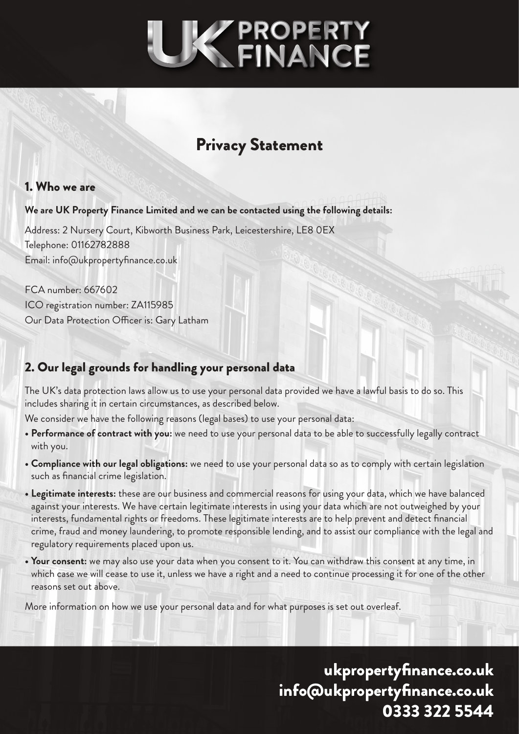# UK PROPERTY FINANCE

## Privacy Statement

### 1. Who we are

**We are UK Property Finance Limited and we can be contacted using the following details:**

Address: 2 Nursery Court, Kibworth Business Park, Leicestershire, LE8 0EX
Telephone: 01162782888
Email: info@ukpropertyfinance.co.uk

FCA number: 667602
ICO registration number: ZA115985
Our Data Protection Officer is: Gary Latham

### 2. Our legal grounds for handling your personal data

The UK's data protection laws allow us to use your personal data provided we have a lawful basis to do so. This includes sharing it in certain circumstances, as described below.

We consider we have the following reasons (legal bases) to use your personal data:

- **Performance of contract with you:** we need to use your personal data to be able to successfully legally contract with you.
- **Compliance with our legal obligations:** we need to use your personal data so as to comply with certain legislation such as financial crime legislation.
- **Legitimate interests:** these are our business and commercial reasons for using your data, which we have balanced against your interests. We have certain legitimate interests in using your data which are not outweighed by your interests, fundamental rights or freedoms. These legitimate interests are to help prevent and detect financial crime, fraud and money laundering, to promote responsible lending, and to assist our compliance with the legal and regulatory requirements placed upon us.
- **Your consent:** we may also use your data when you consent to it. You can withdraw this consent at any time, in which case we will cease to use it, unless we have a right and a need to continue processing it for one of the other reasons set out above.

More information on how we use your personal data and for what purposes is set out overleaf.

**ukpropertyfinance.co.uk**
**info@ukpropertyfinance.co.uk**
**0333 322 5544**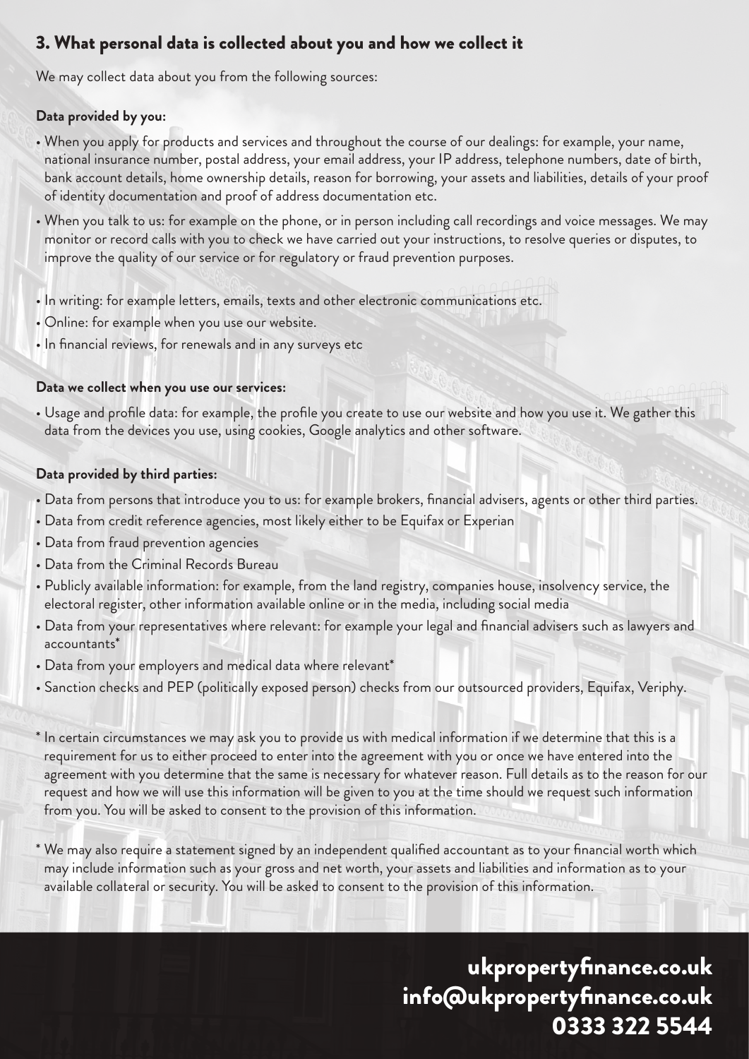## 3. What personal data is collected about you and how we collect it

We may collect data about you from the following sources:

**Data provided by you:**

- When you apply for products and services and throughout the course of our dealings: for example, your name, national insurance number, postal address, your email address, your IP address, telephone numbers, date of birth, bank account details, home ownership details, reason for borrowing, your assets and liabilities, details of your proof of identity documentation and proof of address documentation etc.
- When you talk to us: for example on the phone, or in person including call recordings and voice messages. We may monitor or record calls with you to check we have carried out your instructions, to resolve queries or disputes, to improve the quality of our service or for regulatory or fraud prevention purposes.
- In writing: for example letters, emails, texts and other electronic communications etc.
- Online: for example when you use our website.
- In financial reviews, for renewals and in any surveys etc

**Data we collect when you use our services:**

- Usage and profile data: for example, the profile you create to use our website and how you use it. We gather this data from the devices you use, using cookies, Google analytics and other software.

**Data provided by third parties:**

- Data from persons that introduce you to us: for example brokers, financial advisers, agents or other third parties.
- Data from credit reference agencies, most likely either to be Equifax or Experian
- Data from fraud prevention agencies
- Data from the Criminal Records Bureau
- Publicly available information: for example, from the land registry, companies house, insolvency service, the electoral register, other information available online or in the media, including social media
- Data from your representatives where relevant: for example your legal and financial advisers such as lawyers and accountants*
- Data from your employers and medical data where relevant*
- Sanction checks and PEP (politically exposed person) checks from our outsourced providers, Equifax, Veriphy.

\* In certain circumstances we may ask you to provide us with medical information if we determine that this is a requirement for us to either proceed to enter into the agreement with you or once we have entered into the agreement with you determine that the same is necessary for whatever reason. Full details as to the reason for our request and how we will use this information will be given to you at the time should we request such information from you. You will be asked to consent to the provision of this information.

\* We may also require a statement signed by an independent qualified accountant as to your financial worth which may include information such as your gross and net worth, your assets and liabilities and information as to your available collateral or security. You will be asked to consent to the provision of this information.

**ukpropertyfinance.co.uk**
**info@ukpropertyfinance.co.uk**
**0333 322 5544**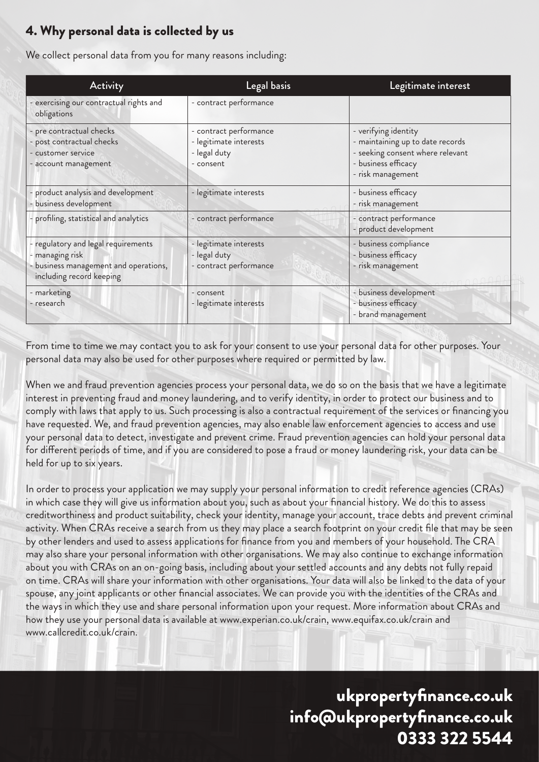## 4. Why personal data is collected by us

We collect personal data from you for many reasons including:

| Activity | Legal basis | Legitimate interest |
| --- | --- | --- |
| - exercising our contractual rights and obligations | - contract performance | |
| - pre contractual checks<br>- post contractual checks<br>- customer service<br>- account management | - contract performance<br>- legitimate interests<br>- legal duty<br>- consent | - verifying identity<br>- maintaining up to date records<br>- seeking consent where relevant<br>- business efficacy<br>- risk management |
| - product analysis and development<br>- business development | - legitimate interests | - business efficacy<br>- risk management |
| - profiling, statistical and analytics | - contract performance | - contract performance<br>- product development |
| - regulatory and legal requirements<br>- managing risk<br>- business management and operations, including record keeping | - legitimate interests<br>- legal duty<br>- contract performance | - business compliance<br>- business efficacy<br>- risk management |
| - marketing<br>- research | - consent<br>- legitimate interests | - business development<br>- business efficacy<br>- brand management |

From time to time we may contact you to ask for your consent to use your personal data for other purposes. Your personal data may also be used for other purposes where required or permitted by law.

When we and fraud prevention agencies process your personal data, we do so on the basis that we have a legitimate interest in preventing fraud and money laundering, and to verify identity, in order to protect our business and to comply with laws that apply to us. Such processing is also a contractual requirement of the services or financing you have requested. We, and fraud prevention agencies, may also enable law enforcement agencies to access and use your personal data to detect, investigate and prevent crime. Fraud prevention agencies can hold your personal data for different periods of time, and if you are considered to pose a fraud or money laundering risk, your data can be held for up to six years.

In order to process your application we may supply your personal information to credit reference agencies (CRAs) in which case they will give us information about you, such as about your financial history. We do this to assess creditworthiness and product suitability, check your identity, manage your account, trace debts and prevent criminal activity. When CRAs receive a search from us they may place a search footprint on your credit file that may be seen by other lenders and used to assess applications for finance from you and members of your household. The CRA may also share your personal information with other organisations. We may also continue to exchange information about you with CRAs on an on-going basis, including about your settled accounts and any debts not fully repaid on time. CRAs will share your information with other organisations. Your data will also be linked to the data of your spouse, any joint applicants or other financial associates. We can provide you with the identities of the CRAs and the ways in which they use and share personal information upon your request. More information about CRAs and how they use your personal data is available at www.experian.co.uk/crain, www.equifax.co.uk/crain and www.callcredit.co.uk/crain.

**ukpropertyfinance.co.uk**
**info@ukpropertyfinance.co.uk**
**0333 322 5544**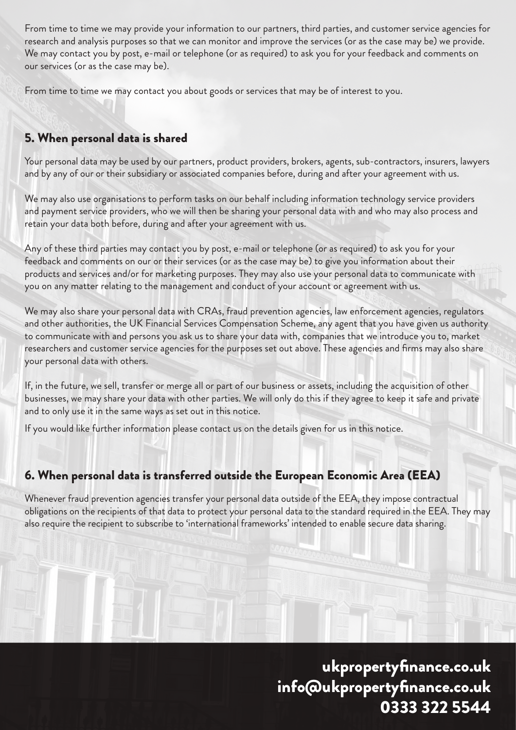From time to time we may provide your information to our partners, third parties, and customer service agencies for research and analysis purposes so that we can monitor and improve the services (or as the case may be) we provide. We may contact you by post, e-mail or telephone (or as required) to ask you for your feedback and comments on our services (or as the case may be).

From time to time we may contact you about goods or services that may be of interest to you.

## 5. When personal data is shared

Your personal data may be used by our partners, product providers, brokers, agents, sub-contractors, insurers, lawyers and by any of our or their subsidiary or associated companies before, during and after your agreement with us.

We may also use organisations to perform tasks on our behalf including information technology service providers and payment service providers, who we will then be sharing your personal data with and who may also process and retain your data both before, during and after your agreement with us.

Any of these third parties may contact you by post, e-mail or telephone (or as required) to ask you for your feedback and comments on our or their services (or as the case may be) to give you information about their products and services and/or for marketing purposes. They may also use your personal data to communicate with you on any matter relating to the management and conduct of your account or agreement with us.

We may also share your personal data with CRAs, fraud prevention agencies, law enforcement agencies, regulators and other authorities, the UK Financial Services Compensation Scheme, any agent that you have given us authority to communicate with and persons you ask us to share your data with, companies that we introduce you to, market researchers and customer service agencies for the purposes set out above. These agencies and firms may also share your personal data with others.

If, in the future, we sell, transfer or merge all or part of our business or assets, including the acquisition of other businesses, we may share your data with other parties. We will only do this if they agree to keep it safe and private and to only use it in the same ways as set out in this notice.

If you would like further information please contact us on the details given for us in this notice.

## 6. When personal data is transferred outside the European Economic Area (EEA)

Whenever fraud prevention agencies transfer your personal data outside of the EEA, they impose contractual obligations on the recipients of that data to protect your personal data to the standard required in the EEA. They may also require the recipient to subscribe to 'international frameworks' intended to enable secure data sharing.

**ukpropertyfinance.co.uk**
**info@ukpropertyfinance.co.uk**
**0333 322 5544**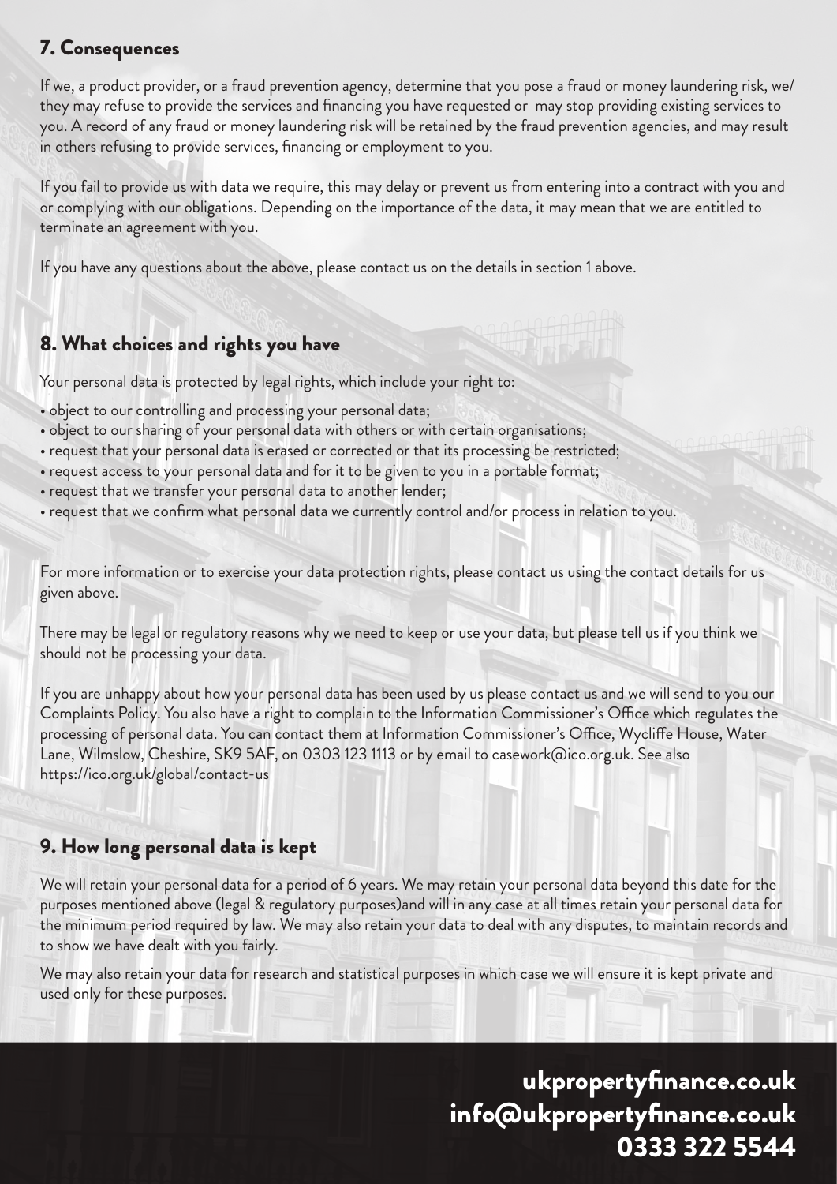## 7. Consequences

If we, a product provider, or a fraud prevention agency, determine that you pose a fraud or money laundering risk, we/ they may refuse to provide the services and financing you have requested or may stop providing existing services to you. A record of any fraud or money laundering risk will be retained by the fraud prevention agencies, and may result in others refusing to provide services, financing or employment to you.

If you fail to provide us with data we require, this may delay or prevent us from entering into a contract with you and or complying with our obligations. Depending on the importance of the data, it may mean that we are entitled to terminate an agreement with you.

If you have any questions about the above, please contact us on the details in section 1 above.

## 8. What choices and rights you have

Your personal data is protected by legal rights, which include your right to:

- object to our controlling and processing your personal data;
- object to our sharing of your personal data with others or with certain organisations;
- request that your personal data is erased or corrected or that its processing be restricted;
- request access to your personal data and for it to be given to you in a portable format;
- request that we transfer your personal data to another lender;
- request that we confirm what personal data we currently control and/or process in relation to you.

For more information or to exercise your data protection rights, please contact us using the contact details for us given above.

There may be legal or regulatory reasons why we need to keep or use your data, but please tell us if you think we should not be processing your data.

If you are unhappy about how your personal data has been used by us please contact us and we will send to you our Complaints Policy. You also have a right to complain to the Information Commissioner's Office which regulates the processing of personal data. You can contact them at Information Commissioner's Office, Wycliffe House, Water Lane, Wilmslow, Cheshire, SK9 5AF, on 0303 123 1113 or by email to casework@ico.org.uk. See also https://ico.org.uk/global/contact-us

## 9. How long personal data is kept

We will retain your personal data for a period of 6 years. We may retain your personal data beyond this date for the purposes mentioned above (legal & regulatory purposes)and will in any case at all times retain your personal data for the minimum period required by law. We may also retain your data to deal with any disputes, to maintain records and to show we have dealt with you fairly.

We may also retain your data for research and statistical purposes in which case we will ensure it is kept private and used only for these purposes.

**ukpropertyfinance.co.uk**
**info@ukpropertyfinance.co.uk**
**0333 322 5544**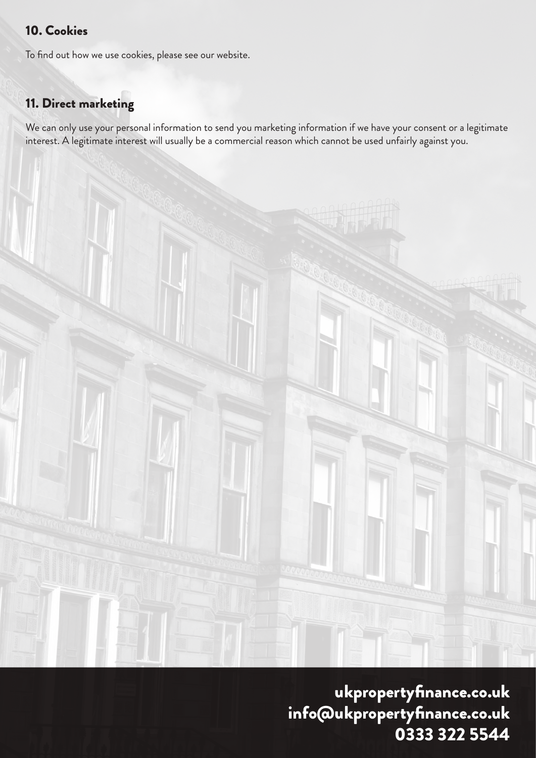## 10. Cookies

To find out how we use cookies, please see our website.

## 11. Direct marketing

We can only use your personal information to send you marketing information if we have your consent or a legitimate interest. A legitimate interest will usually be a commercial reason which cannot be used unfairly against you.

**ukpropertyfinance.co.uk**
**info@ukpropertyfinance.co.uk**
**0333 322 5544**